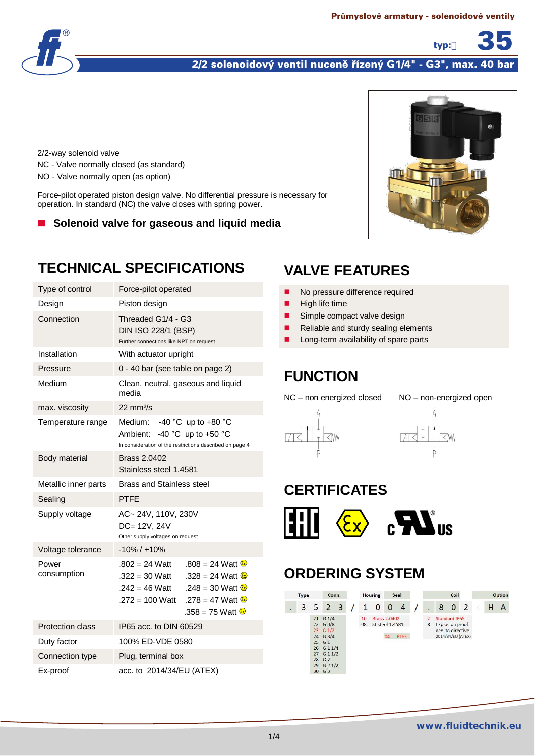Průmyslové armatury - solenoidové ventily

typ: 35

# 2/2 solenoidový ventil nuceně řízený G1/4" - G3", max. 40 bar

2/2-way solenoid valve
NC - Valve normally closed (as standard)
NO - Valve normally open (as option)

Force-pilot operated piston design valve. No differential pressure is necessary for operation. In standard (NC) the valve closes with spring power.

- **Solenoid valve for gaseous and liquid media**

## TECHNICAL SPECIFICATIONS

| | |
|---|---|
| Type of control | Force-pilot operated |
| Design | Piston design |
| Connection | Threaded G1/4 - G3<br>DIN ISO 228/1 (BSP)<br>Further connections like NPT on request |
| Installation | With actuator upright |
| Pressure | 0 - 40 bar (see table on page 2) |
| Medium | Clean, neutral, gaseous and liquid media |
| max. viscosity | 22 mm²/s |
| Temperature range | Medium: -40 °C up to +80 °C<br>Ambient: -40 °C up to +50 °C<br>In consideration of the restrictions described on page 4 |
| Body material | Brass 2.0402<br>Stainless steel 1.4581 |
| Metallic inner parts | Brass and Stainless steel |
| Sealing | PTFE |
| Supply voltage | AC~ 24V, 110V, 230V<br>DC= 12V, 24V<br>Other supply voltages on request |
| Voltage tolerance | -10% / +10% |
| Power consumption | .802 = 24 Watt &nbsp; .808 = 24 Watt (Ex)<br>.322 = 30 Watt &nbsp; .328 = 24 Watt (Ex)<br>.242 = 46 Watt &nbsp; .248 = 30 Watt (Ex)<br>.272 = 100 Watt &nbsp; .278 = 47 Watt (Ex)<br>.358 = 75 Watt (Ex) |
| Protection class | IP65 acc. to DIN 60529 |
| Duty factor | 100% ED-VDE 0580 |
| Connection type | Plug, terminal box |
| Ex-proof | acc. to 2014/34/EU (ATEX) |

## VALVE FEATURES

- No pressure difference required
- High life time
- Simple compact valve design
- Reliable and sturdy sealing elements
- Long-term availability of spare parts

## FUNCTION

NC – non energized closed

NO – non-energized open

## CERTIFICATES

EAC, Ex, cULus

## ORDERING SYSTEM

| Type | Conn. | / | Housing | Seal | / | Coil | - | Option |
|---|---|---|---|---|---|---|---|---|
| . 3 5 | 2 3 | / | 1 0 | 0 4 | / | . 8 0 2 | - | H A |

Conn.: 21 G 1/4; 22 G 3/8; 23 G 1/2; 24 G 3/4; 25 G 1; 26 G 1 1/4; 27 G 1 1/2; 28 G 2; 29 G 2 1/2; 30 G 3

Housing: 10 Brass 2.0402; 08 St.steel 1.4581

Seal: 04 PTFE

Coil: 2 Standard IP65; 8 Explosion proof acc. to directive 2014/34/EU (ATEX)

www.fluidtechnik.eu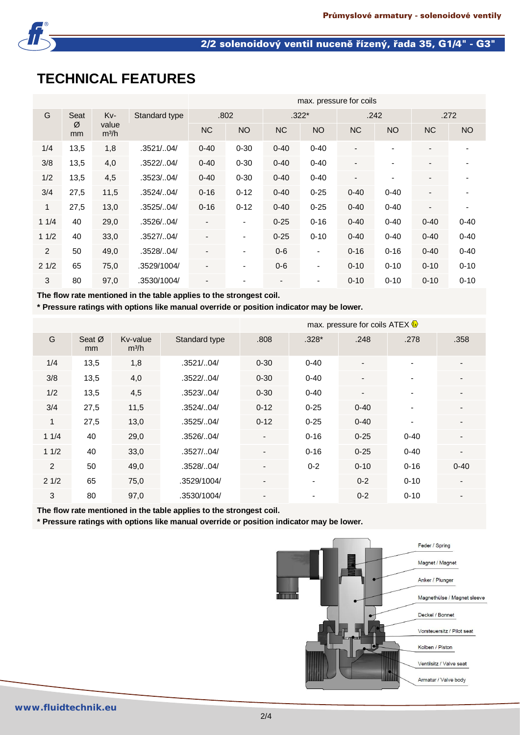# TECHNICAL FEATURES

| G | Seat Ø mm | Kv-value m³/h | Standard type | max. pressure for coils | | | | | | | |
|---|---|---|---|---|---|---|---|---|---|---|---|
| | | | | .802 | | .322* | | .242 | | .272 | |
| | | | | NC | NO | NC | NO | NC | NO | NC | NO |
| 1/4 | 13,5 | 1,8 | .3521/..04/ | 0-40 | 0-30 | 0-40 | 0-40 | - | - | - | - |
| 3/8 | 13,5 | 4,0 | .3522/..04/ | 0-40 | 0-30 | 0-40 | 0-40 | - | - | - | - |
| 1/2 | 13,5 | 4,5 | .3523/..04/ | 0-40 | 0-30 | 0-40 | 0-40 | - | - | - | - |
| 3/4 | 27,5 | 11,5 | .3524/..04/ | 0-16 | 0-12 | 0-40 | 0-25 | 0-40 | 0-40 | - | - |
| 1 | 27,5 | 13,0 | .3525/..04/ | 0-16 | 0-12 | 0-40 | 0-25 | 0-40 | 0-40 | - | - |
| 1 1/4 | 40 | 29,0 | .3526/..04/ | - | - | 0-25 | 0-16 | 0-40 | 0-40 | 0-40 | 0-40 |
| 1 1/2 | 40 | 33,0 | .3527/..04/ | - | - | 0-25 | 0-10 | 0-40 | 0-40 | 0-40 | 0-40 |
| 2 | 50 | 49,0 | .3528/..04/ | - | - | 0-6 | - | 0-16 | 0-16 | 0-40 | 0-40 |
| 2 1/2 | 65 | 75,0 | .3529/1004/ | - | - | 0-6 | - | 0-10 | 0-10 | 0-10 | 0-10 |
| 3 | 80 | 97,0 | .3530/1004/ | - | - | - | - | 0-10 | 0-10 | 0-10 | 0-10 |

**The flow rate mentioned in the table applies to the strongest coil.**

**\* Pressure ratings with options like manual override or position indicator may be lower.**

| G | Seat Ø mm | Kv-value m³/h | Standard type | max. pressure for coils ATEX | | | | |
|---|---|---|---|---|---|---|---|---|
| | | | | .808 | .328* | .248 | .278 | .358 |
| 1/4 | 13,5 | 1,8 | .3521/..04/ | 0-30 | 0-40 | - | - | - |
| 3/8 | 13,5 | 4,0 | .3522/..04/ | 0-30 | 0-40 | - | - | - |
| 1/2 | 13,5 | 4,5 | .3523/..04/ | 0-30 | 0-40 | - | - | - |
| 3/4 | 27,5 | 11,5 | .3524/..04/ | 0-12 | 0-25 | 0-40 | - | - |
| 1 | 27,5 | 13,0 | .3525/..04/ | 0-12 | 0-25 | 0-40 | - | - |
| 1 1/4 | 40 | 29,0 | .3526/..04/ | - | 0-16 | 0-25 | 0-40 | - |
| 1 1/2 | 40 | 33,0 | .3527/..04/ | - | 0-16 | 0-25 | 0-40 | - |
| 2 | 50 | 49,0 | .3528/..04/ | - | 0-2 | 0-10 | 0-16 | 0-40 |
| 2 1/2 | 65 | 75,0 | .3529/1004/ | - | - | 0-2 | 0-10 | - |
| 3 | 80 | 97,0 | .3530/1004/ | - | - | 0-2 | 0-10 | - |

**The flow rate mentioned in the table applies to the strongest coil.**

**\* Pressure ratings with options like manual override or position indicator may be lower.**

Feder / Spring

Magnet / Magnet

Anker / Plunger

Magnethülse / Magnet sleeve

Deckel / Bonnet

Vorsteuersitz / Pilot seat

Kolben / Piston

Ventilsitz / Valve seat

Armatur / Valve body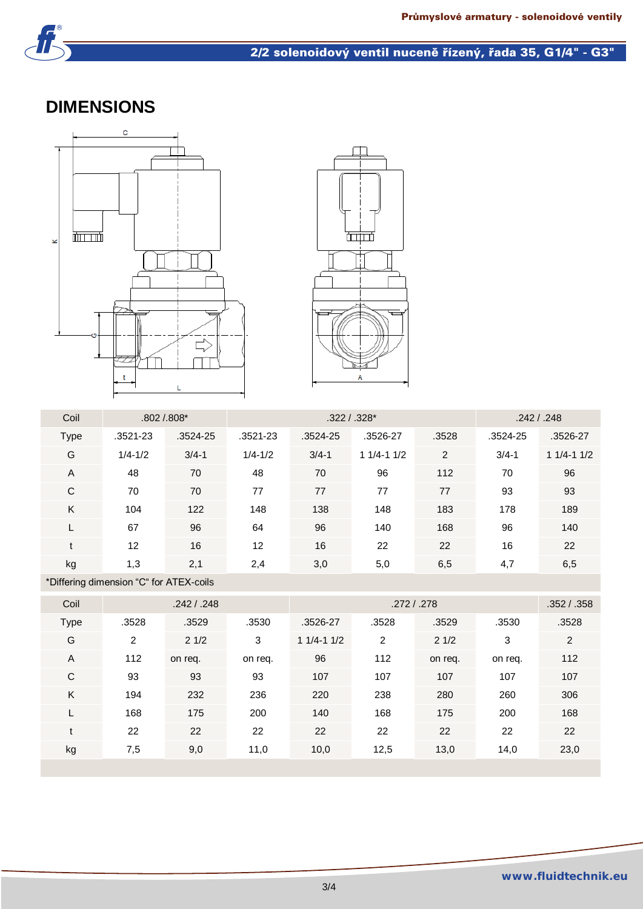# DIMENSIONS

| Coil | .802 /.808* | | .322 / .328* | | | | .242 / .248 | |
|---|---|---|---|---|---|---|---|---|
| Type | .3521-23 | .3524-25 | .3521-23 | .3524-25 | .3526-27 | .3528 | .3524-25 | .3526-27 |
| G | 1/4-1/2 | 3/4-1 | 1/4-1/2 | 3/4-1 | 1 1/4-1 1/2 | 2 | 3/4-1 | 1 1/4-1 1/2 |
| A | 48 | 70 | 48 | 70 | 96 | 112 | 70 | 96 |
| C | 70 | 70 | 77 | 77 | 77 | 77 | 93 | 93 |
| K | 104 | 122 | 148 | 138 | 148 | 183 | 178 | 189 |
| L | 67 | 96 | 64 | 96 | 140 | 168 | 96 | 140 |
| t | 12 | 16 | 12 | 16 | 22 | 22 | 16 | 22 |
| kg | 1,3 | 2,1 | 2,4 | 3,0 | 5,0 | 6,5 | 4,7 | 6,5 |

*Differing dimension “C“ for ATEX-coils

| Coil | .242 / .248 | | | .272 / .278 | | | | .352 / .358 |
|---|---|---|---|---|---|---|---|---|
| Type | .3528 | .3529 | .3530 | .3526-27 | .3528 | .3529 | .3530 | .3528 |
| G | 2 | 2 1/2 | 3 | 1 1/4-1 1/2 | 2 | 2 1/2 | 3 | 2 |
| A | 112 | on req. | on req. | 96 | 112 | on req. | on req. | 112 |
| C | 93 | 93 | 93 | 107 | 107 | 107 | 107 | 107 |
| K | 194 | 232 | 236 | 220 | 238 | 280 | 260 | 306 |
| L | 168 | 175 | 200 | 140 | 168 | 175 | 200 | 168 |
| t | 22 | 22 | 22 | 22 | 22 | 22 | 22 | 22 |
| kg | 7,5 | 9,0 | 11,0 | 10,0 | 12,5 | 13,0 | 14,0 | 23,0 |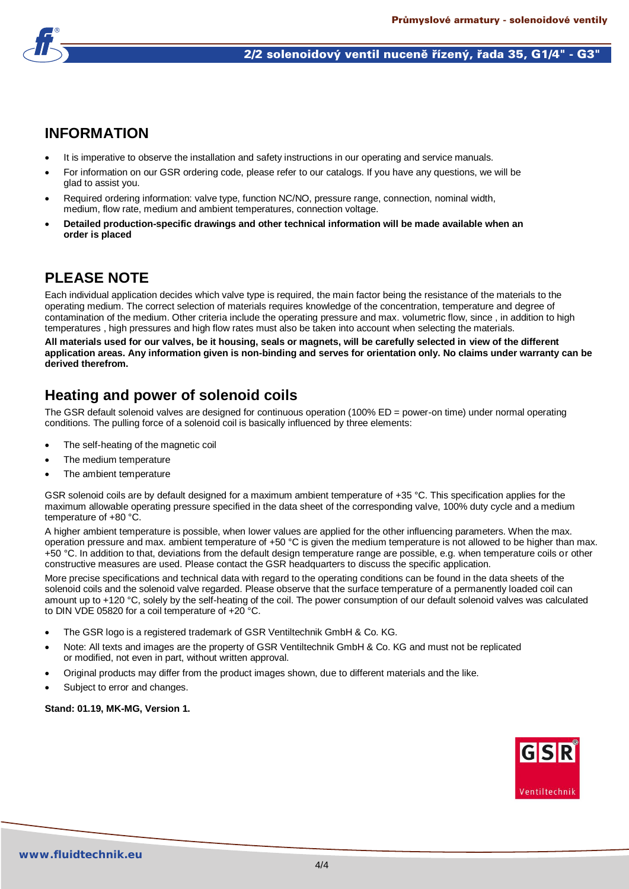## INFORMATION

- It is imperative to observe the installation and safety instructions in our operating and service manuals.
- For information on our GSR ordering code, please refer to our catalogs. If you have any questions, we will be glad to assist you.
- Required ordering information: valve type, function NC/NO, pressure range, connection, nominal width, medium, flow rate, medium and ambient temperatures, connection voltage.
- **Detailed production-specific drawings and other technical information will be made available when an order is placed**

## PLEASE NOTE

Each individual application decides which valve type is required, the main factor being the resistance of the materials to the operating medium. The correct selection of materials requires knowledge of the concentration, temperature and degree of contamination of the medium. Other criteria include the operating pressure and max. volumetric flow, since , in addition to high temperatures , high pressures and high flow rates must also be taken into account when selecting the materials.

**All materials used for our valves, be it housing, seals or magnets, will be carefully selected in view of the different application areas. Any information given is non-binding and serves for orientation only. No claims under warranty can be derived therefrom.**

## Heating and power of solenoid coils

The GSR default solenoid valves are designed for continuous operation (100% ED = power-on time) under normal operating conditions. The pulling force of a solenoid coil is basically influenced by three elements:

- The self-heating of the magnetic coil
- The medium temperature
- The ambient temperature

GSR solenoid coils are by default designed for a maximum ambient temperature of +35 °C. This specification applies for the maximum allowable operating pressure specified in the data sheet of the corresponding valve, 100% duty cycle and a medium temperature of +80 °C.

A higher ambient temperature is possible, when lower values are applied for the other influencing parameters. When the max. operation pressure and max. ambient temperature of +50 °C is given the medium temperature is not allowed to be higher than max. +50 °C. In addition to that, deviations from the default design temperature range are possible, e.g. when temperature coils or other constructive measures are used. Please contact the GSR headquarters to discuss the specific application.

More precise specifications and technical data with regard to the operating conditions can be found in the data sheets of the solenoid coils and the solenoid valve regarded. Please observe that the surface temperature of a permanently loaded coil can amount up to +120 °C, solely by the self-heating of the coil. The power consumption of our default solenoid valves was calculated to DIN VDE 05820 for a coil temperature of +20 °C.

- The GSR logo is a registered trademark of GSR Ventiltechnik GmbH & Co. KG.
- Note: All texts and images are the property of GSR Ventiltechnik GmbH & Co. KG and must not be replicated or modified, not even in part, without written approval.
- Original products may differ from the product images shown, due to different materials and the like.
- Subject to error and changes.

**Stand: 01.19, MK-MG, Version 1.**